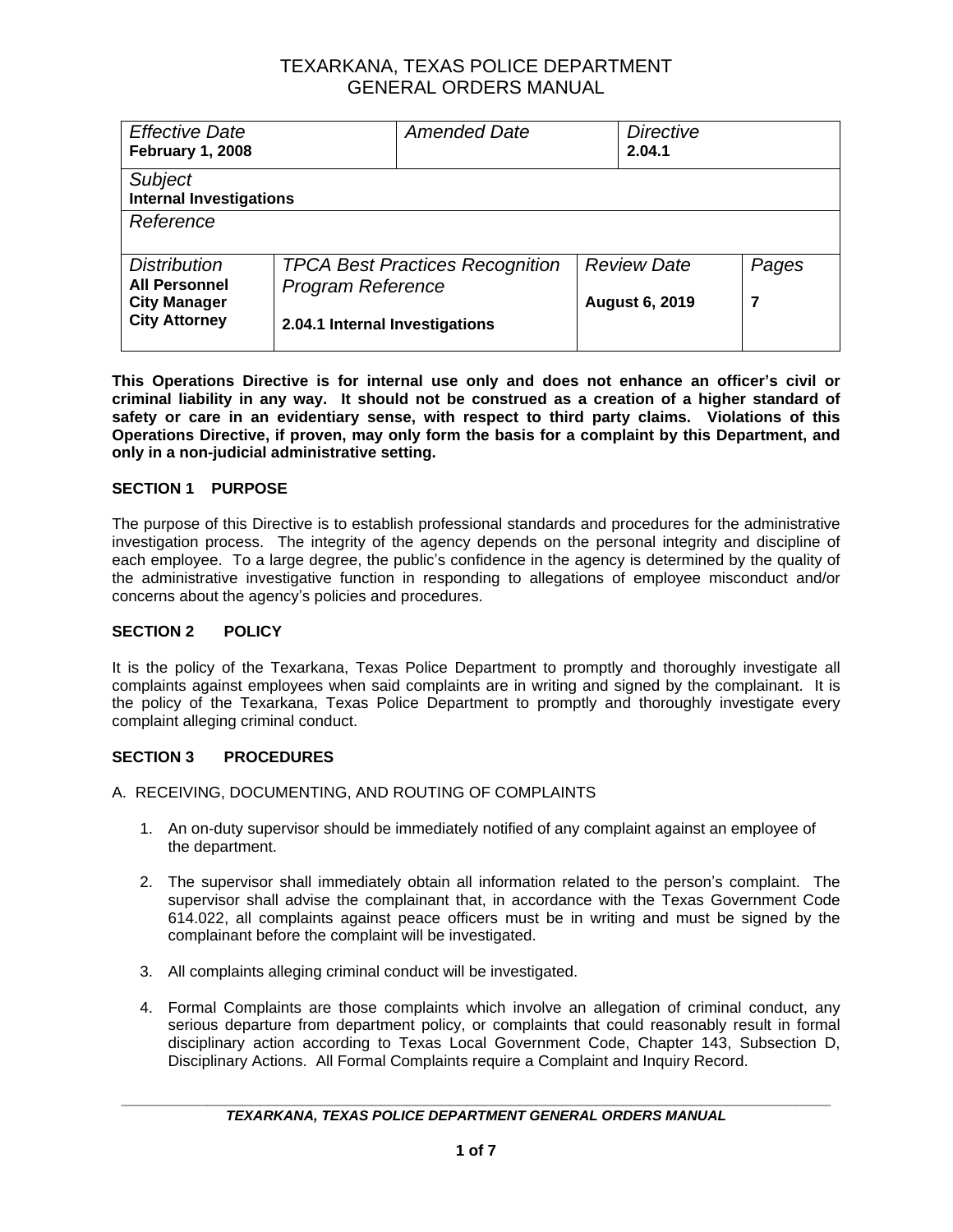# TEXARKANA, TEXAS POLICE DEPARTMENT
# GENERAL ORDERS MANUAL

| *Effective Date* **February 1, 2008** | *Amended Date* | *Directive* **2.04.1** | |
|---|---|---|---|
| *Subject* **Internal Investigations** | | | |
| *Reference* | | | |
| *Distribution* **All Personnel City Manager City Attorney** | *TPCA Best Practices Recognition Program Reference* **2.04.1 Internal Investigations** | *Review Date* **August 6, 2019** | *Pages* **7** |

**This Operations Directive is for internal use only and does not enhance an officer's civil or criminal liability in any way. It should not be construed as a creation of a higher standard of safety or care in an evidentiary sense, with respect to third party claims. Violations of this Operations Directive, if proven, may only form the basis for a complaint by this Department, and only in a non-judicial administrative setting.**

## SECTION 1 PURPOSE

The purpose of this Directive is to establish professional standards and procedures for the administrative investigation process. The integrity of the agency depends on the personal integrity and discipline of each employee. To a large degree, the public's confidence in the agency is determined by the quality of the administrative investigative function in responding to allegations of employee misconduct and/or concerns about the agency's policies and procedures.

## SECTION 2 POLICY

It is the policy of the Texarkana, Texas Police Department to promptly and thoroughly investigate all complaints against employees when said complaints are in writing and signed by the complainant. It is the policy of the Texarkana, Texas Police Department to promptly and thoroughly investigate every complaint alleging criminal conduct.

## SECTION 3 PROCEDURES

A. RECEIVING, DOCUMENTING, AND ROUTING OF COMPLAINTS

1. An on-duty supervisor should be immediately notified of any complaint against an employee of the department.

2. The supervisor shall immediately obtain all information related to the person's complaint. The supervisor shall advise the complainant that, in accordance with the Texas Government Code 614.022, all complaints against peace officers must be in writing and must be signed by the complainant before the complaint will be investigated.

3. All complaints alleging criminal conduct will be investigated.

4. Formal Complaints are those complaints which involve an allegation of criminal conduct, any serious departure from department policy, or complaints that could reasonably result in formal disciplinary action according to Texas Local Government Code, Chapter 143, Subsection D, Disciplinary Actions. All Formal Complaints require a Complaint and Inquiry Record.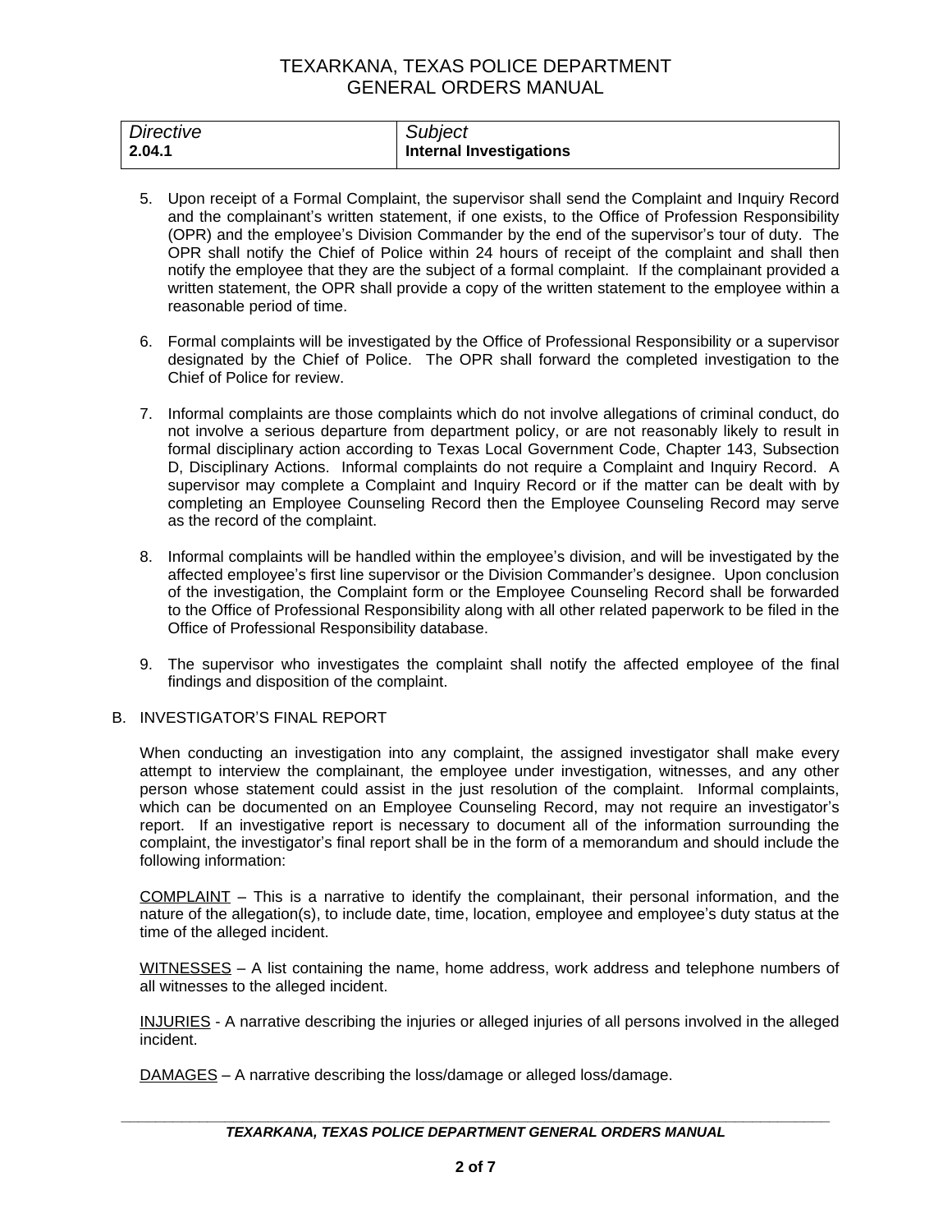| *Directive* | *Subject* |
| --- | --- |
| **2.04.1** | **Internal Investigations** |

5. Upon receipt of a Formal Complaint, the supervisor shall send the Complaint and Inquiry Record and the complainant's written statement, if one exists, to the Office of Profession Responsibility (OPR) and the employee's Division Commander by the end of the supervisor's tour of duty. The OPR shall notify the Chief of Police within 24 hours of receipt of the complaint and shall then notify the employee that they are the subject of a formal complaint. If the complainant provided a written statement, the OPR shall provide a copy of the written statement to the employee within a reasonable period of time.

6. Formal complaints will be investigated by the Office of Professional Responsibility or a supervisor designated by the Chief of Police. The OPR shall forward the completed investigation to the Chief of Police for review.

7. Informal complaints are those complaints which do not involve allegations of criminal conduct, do not involve a serious departure from department policy, or are not reasonably likely to result in formal disciplinary action according to Texas Local Government Code, Chapter 143, Subsection D, Disciplinary Actions. Informal complaints do not require a Complaint and Inquiry Record. A supervisor may complete a Complaint and Inquiry Record or if the matter can be dealt with by completing an Employee Counseling Record then the Employee Counseling Record may serve as the record of the complaint.

8. Informal complaints will be handled within the employee's division, and will be investigated by the affected employee's first line supervisor or the Division Commander's designee. Upon conclusion of the investigation, the Complaint form or the Employee Counseling Record shall be forwarded to the Office of Professional Responsibility along with all other related paperwork to be filed in the Office of Professional Responsibility database.

9. The supervisor who investigates the complaint shall notify the affected employee of the final findings and disposition of the complaint.

B. INVESTIGATOR'S FINAL REPORT

When conducting an investigation into any complaint, the assigned investigator shall make every attempt to interview the complainant, the employee under investigation, witnesses, and any other person whose statement could assist in the just resolution of the complaint. Informal complaints, which can be documented on an Employee Counseling Record, may not require an investigator's report. If an investigative report is necessary to document all of the information surrounding the complaint, the investigator's final report shall be in the form of a memorandum and should include the following information:

<u>COMPLAINT</u> – This is a narrative to identify the complainant, their personal information, and the nature of the allegation(s), to include date, time, location, employee and employee's duty status at the time of the alleged incident.

<u>WITNESSES</u> – A list containing the name, home address, work address and telephone numbers of all witnesses to the alleged incident.

<u>INJURIES</u> - A narrative describing the injuries or alleged injuries of all persons involved in the alleged incident.

<u>DAMAGES</u> – A narrative describing the loss/damage or alleged loss/damage.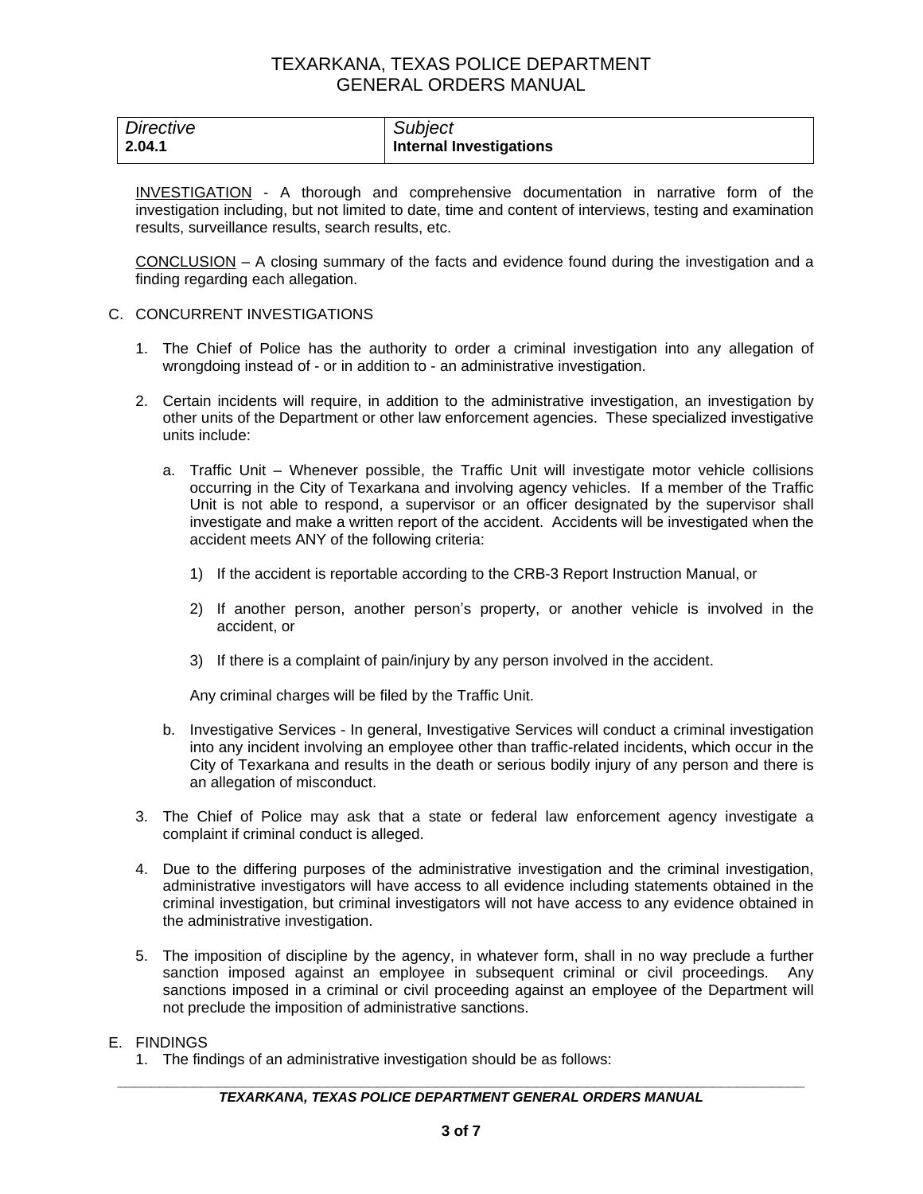| *Directive* | *Subject* |
| --- | --- |
| **2.04.1** | **Internal Investigations** |

INVESTIGATION - A thorough and comprehensive documentation in narrative form of the investigation including, but not limited to date, time and content of interviews, testing and examination results, surveillance results, search results, etc.

CONCLUSION – A closing summary of the facts and evidence found during the investigation and a finding regarding each allegation.

C. CONCURRENT INVESTIGATIONS

1. The Chief of Police has the authority to order a criminal investigation into any allegation of wrongdoing instead of - or in addition to - an administrative investigation.

2. Certain incidents will require, in addition to the administrative investigation, an investigation by other units of the Department or other law enforcement agencies. These specialized investigative units include:

   a. Traffic Unit – Whenever possible, the Traffic Unit will investigate motor vehicle collisions occurring in the City of Texarkana and involving agency vehicles. If a member of the Traffic Unit is not able to respond, a supervisor or an officer designated by the supervisor shall investigate and make a written report of the accident. Accidents will be investigated when the accident meets ANY of the following criteria:

      1) If the accident is reportable according to the CRB-3 Report Instruction Manual, or

      2) If another person, another person's property, or another vehicle is involved in the accident, or

      3) If there is a complaint of pain/injury by any person involved in the accident.

      Any criminal charges will be filed by the Traffic Unit.

   b. Investigative Services - In general, Investigative Services will conduct a criminal investigation into any incident involving an employee other than traffic-related incidents, which occur in the City of Texarkana and results in the death or serious bodily injury of any person and there is an allegation of misconduct.

3. The Chief of Police may ask that a state or federal law enforcement agency investigate a complaint if criminal conduct is alleged.

4. Due to the differing purposes of the administrative investigation and the criminal investigation, administrative investigators will have access to all evidence including statements obtained in the criminal investigation, but criminal investigators will not have access to any evidence obtained in the administrative investigation.

5. The imposition of discipline by the agency, in whatever form, shall in no way preclude a further sanction imposed against an employee in subsequent criminal or civil proceedings. Any sanctions imposed in a criminal or civil proceeding against an employee of the Department will not preclude the imposition of administrative sanctions.

E. FINDINGS

1. The findings of an administrative investigation should be as follows: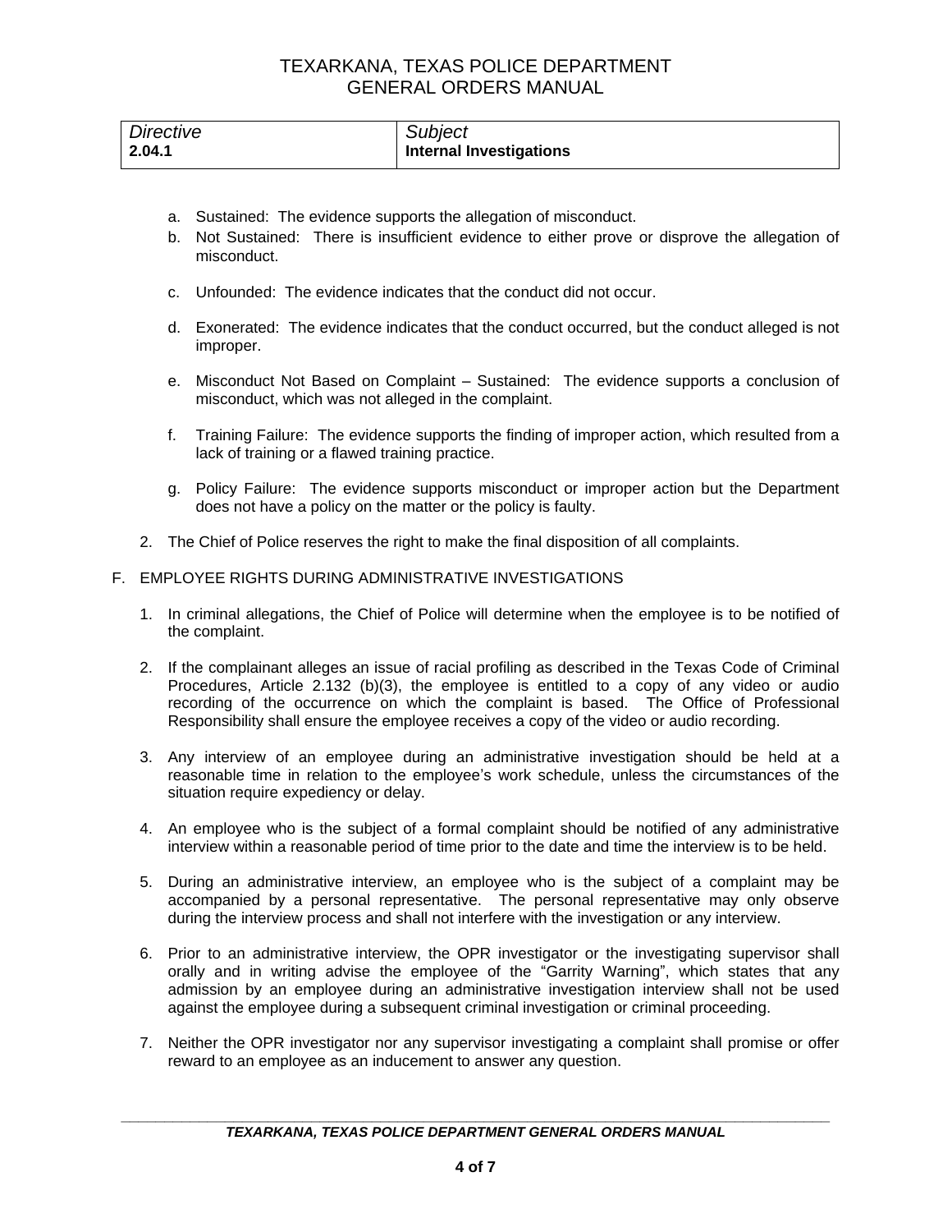| *Directive* | *Subject* |
| --- | --- |
| **2.04.1** | **Internal Investigations** |

a. Sustained: The evidence supports the allegation of misconduct.

b. Not Sustained: There is insufficient evidence to either prove or disprove the allegation of misconduct.

c. Unfounded: The evidence indicates that the conduct did not occur.

d. Exonerated: The evidence indicates that the conduct occurred, but the conduct alleged is not improper.

e. Misconduct Not Based on Complaint – Sustained: The evidence supports a conclusion of misconduct, which was not alleged in the complaint.

f. Training Failure: The evidence supports the finding of improper action, which resulted from a lack of training or a flawed training practice.

g. Policy Failure: The evidence supports misconduct or improper action but the Department does not have a policy on the matter or the policy is faulty.

2. The Chief of Police reserves the right to make the final disposition of all complaints.

F. EMPLOYEE RIGHTS DURING ADMINISTRATIVE INVESTIGATIONS

1. In criminal allegations, the Chief of Police will determine when the employee is to be notified of the complaint.

2. If the complainant alleges an issue of racial profiling as described in the Texas Code of Criminal Procedures, Article 2.132 (b)(3), the employee is entitled to a copy of any video or audio recording of the occurrence on which the complaint is based. The Office of Professional Responsibility shall ensure the employee receives a copy of the video or audio recording.

3. Any interview of an employee during an administrative investigation should be held at a reasonable time in relation to the employee's work schedule, unless the circumstances of the situation require expediency or delay.

4. An employee who is the subject of a formal complaint should be notified of any administrative interview within a reasonable period of time prior to the date and time the interview is to be held.

5. During an administrative interview, an employee who is the subject of a complaint may be accompanied by a personal representative. The personal representative may only observe during the interview process and shall not interfere with the investigation or any interview.

6. Prior to an administrative interview, the OPR investigator or the investigating supervisor shall orally and in writing advise the employee of the "Garrity Warning", which states that any admission by an employee during an administrative investigation interview shall not be used against the employee during a subsequent criminal investigation or criminal proceeding.

7. Neither the OPR investigator nor any supervisor investigating a complaint shall promise or offer reward to an employee as an inducement to answer any question.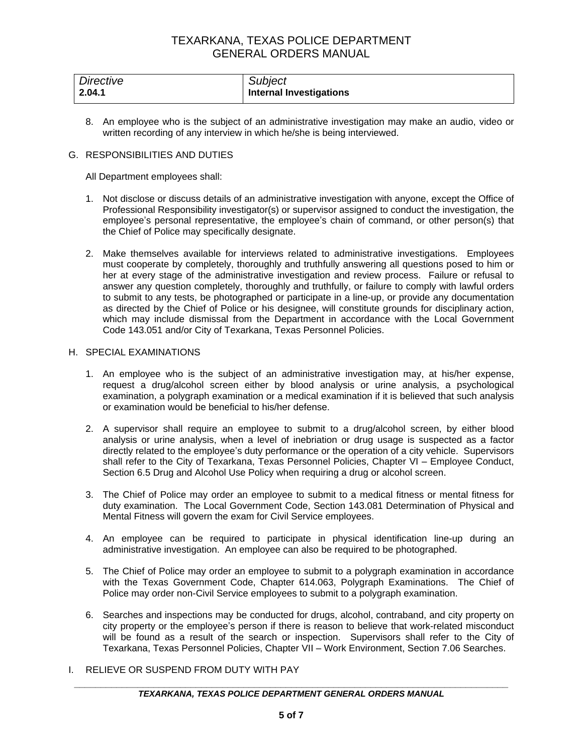| Directive | Subject |
| --- | --- |
| **2.04.1** | **Internal Investigations** |

8. An employee who is the subject of an administrative investigation may make an audio, video or written recording of any interview in which he/she is being interviewed.

G. RESPONSIBILITIES AND DUTIES

All Department employees shall:

1. Not disclose or discuss details of an administrative investigation with anyone, except the Office of Professional Responsibility investigator(s) or supervisor assigned to conduct the investigation, the employee's personal representative, the employee's chain of command, or other person(s) that the Chief of Police may specifically designate.

2. Make themselves available for interviews related to administrative investigations. Employees must cooperate by completely, thoroughly and truthfully answering all questions posed to him or her at every stage of the administrative investigation and review process. Failure or refusal to answer any question completely, thoroughly and truthfully, or failure to comply with lawful orders to submit to any tests, be photographed or participate in a line-up, or provide any documentation as directed by the Chief of Police or his designee, will constitute grounds for disciplinary action, which may include dismissal from the Department in accordance with the Local Government Code 143.051 and/or City of Texarkana, Texas Personnel Policies.

H. SPECIAL EXAMINATIONS

1. An employee who is the subject of an administrative investigation may, at his/her expense, request a drug/alcohol screen either by blood analysis or urine analysis, a psychological examination, a polygraph examination or a medical examination if it is believed that such analysis or examination would be beneficial to his/her defense.

2. A supervisor shall require an employee to submit to a drug/alcohol screen, by either blood analysis or urine analysis, when a level of inebriation or drug usage is suspected as a factor directly related to the employee's duty performance or the operation of a city vehicle. Supervisors shall refer to the City of Texarkana, Texas Personnel Policies, Chapter VI – Employee Conduct, Section 6.5 Drug and Alcohol Use Policy when requiring a drug or alcohol screen.

3. The Chief of Police may order an employee to submit to a medical fitness or mental fitness for duty examination. The Local Government Code, Section 143.081 Determination of Physical and Mental Fitness will govern the exam for Civil Service employees.

4. An employee can be required to participate in physical identification line-up during an administrative investigation. An employee can also be required to be photographed.

5. The Chief of Police may order an employee to submit to a polygraph examination in accordance with the Texas Government Code, Chapter 614.063, Polygraph Examinations. The Chief of Police may order non-Civil Service employees to submit to a polygraph examination.

6. Searches and inspections may be conducted for drugs, alcohol, contraband, and city property on city property or the employee's person if there is reason to believe that work-related misconduct will be found as a result of the search or inspection. Supervisors shall refer to the City of Texarkana, Texas Personnel Policies, Chapter VII – Work Environment, Section 7.06 Searches.

I. RELIEVE OR SUSPEND FROM DUTY WITH PAY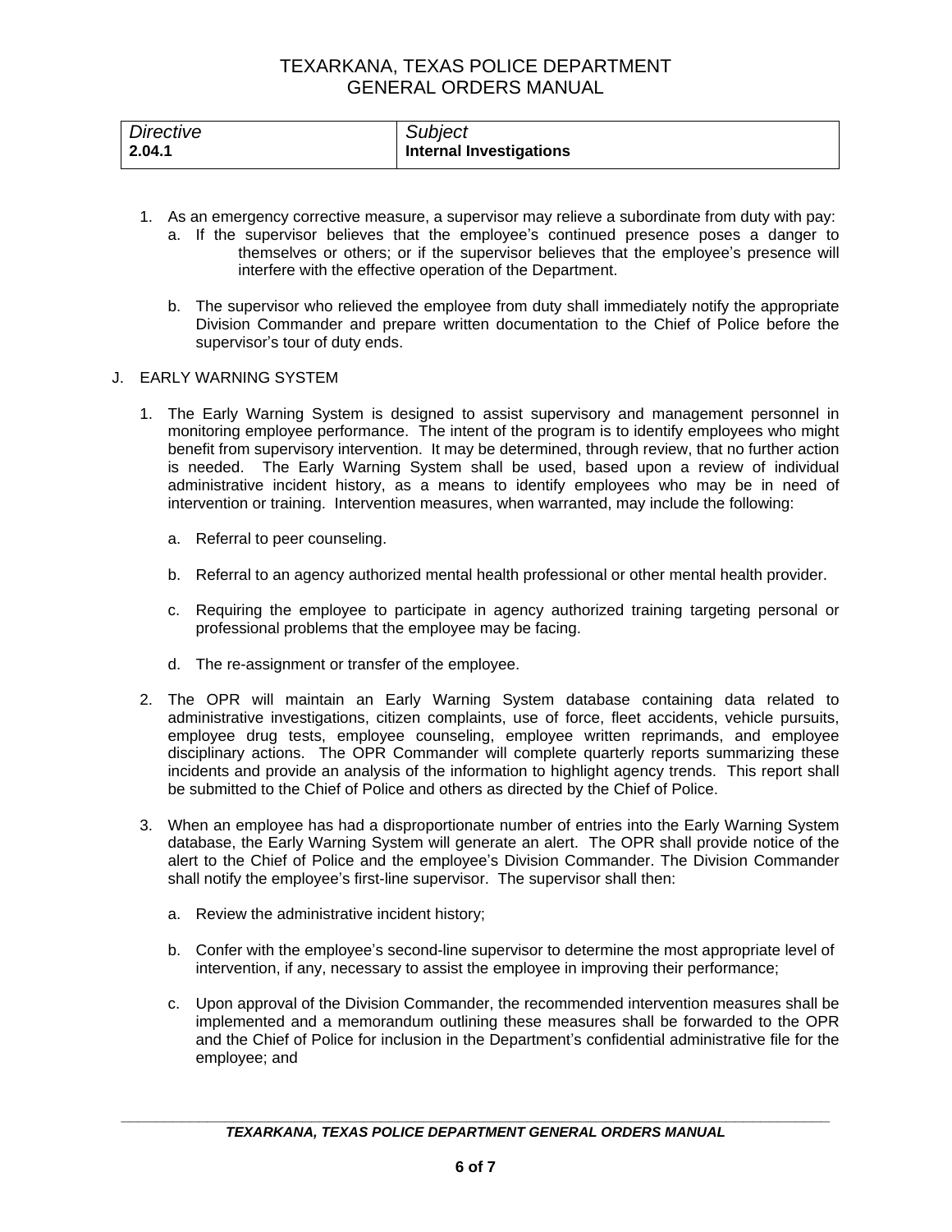| *Directive* | *Subject* |
| --- | --- |
| **2.04.1** | **Internal Investigations** |

1. As an emergency corrective measure, a supervisor may relieve a subordinate from duty with pay:
   a. If the supervisor believes that the employee's continued presence poses a danger to themselves or others; or if the supervisor believes that the employee's presence will interfere with the effective operation of the Department.

   b. The supervisor who relieved the employee from duty shall immediately notify the appropriate Division Commander and prepare written documentation to the Chief of Police before the supervisor's tour of duty ends.

J. EARLY WARNING SYSTEM

1. The Early Warning System is designed to assist supervisory and management personnel in monitoring employee performance. The intent of the program is to identify employees who might benefit from supervisory intervention. It may be determined, through review, that no further action is needed. The Early Warning System shall be used, based upon a review of individual administrative incident history, as a means to identify employees who may be in need of intervention or training. Intervention measures, when warranted, may include the following:

   a. Referral to peer counseling.

   b. Referral to an agency authorized mental health professional or other mental health provider.

   c. Requiring the employee to participate in agency authorized training targeting personal or professional problems that the employee may be facing.

   d. The re-assignment or transfer of the employee.

2. The OPR will maintain an Early Warning System database containing data related to administrative investigations, citizen complaints, use of force, fleet accidents, vehicle pursuits, employee drug tests, employee counseling, employee written reprimands, and employee disciplinary actions. The OPR Commander will complete quarterly reports summarizing these incidents and provide an analysis of the information to highlight agency trends. This report shall be submitted to the Chief of Police and others as directed by the Chief of Police.

3. When an employee has had a disproportionate number of entries into the Early Warning System database, the Early Warning System will generate an alert. The OPR shall provide notice of the alert to the Chief of Police and the employee's Division Commander. The Division Commander shall notify the employee's first-line supervisor. The supervisor shall then:

   a. Review the administrative incident history;

   b. Confer with the employee's second-line supervisor to determine the most appropriate level of intervention, if any, necessary to assist the employee in improving their performance;

   c. Upon approval of the Division Commander, the recommended intervention measures shall be implemented and a memorandum outlining these measures shall be forwarded to the OPR and the Chief of Police for inclusion in the Department's confidential administrative file for the employee; and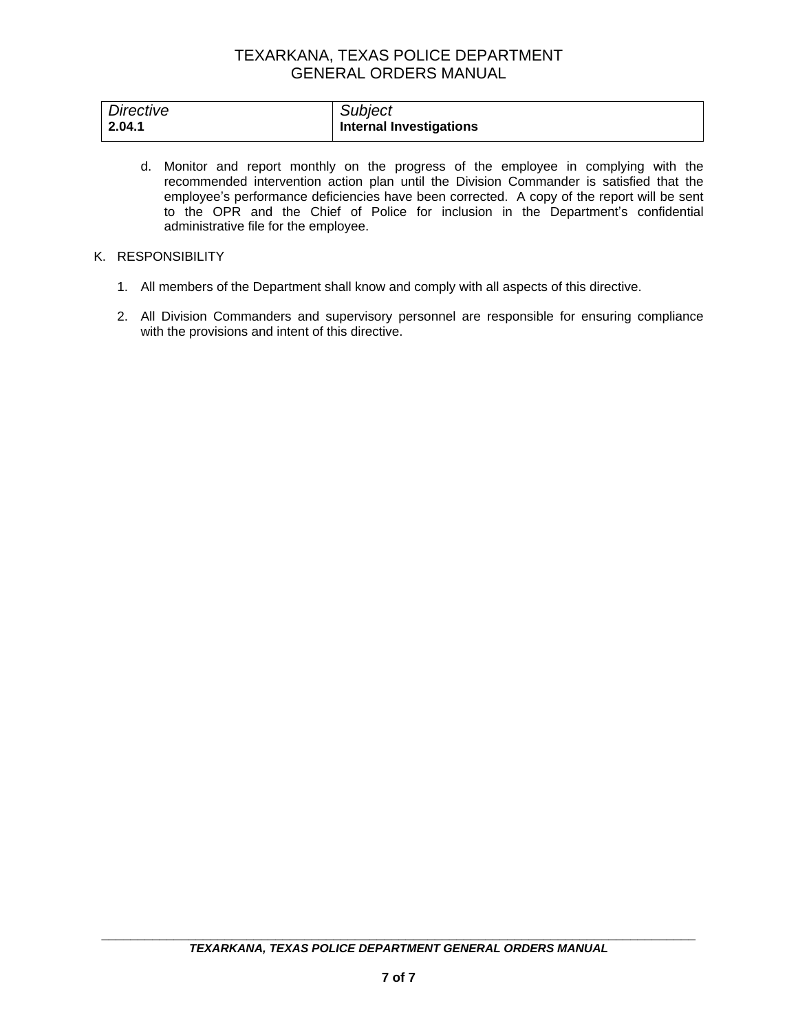| Directive | Subject |
|---|---|
| **2.04.1** | **Internal Investigations** |

d. Monitor and report monthly on the progress of the employee in complying with the recommended intervention action plan until the Division Commander is satisfied that the employee's performance deficiencies have been corrected. A copy of the report will be sent to the OPR and the Chief of Police for inclusion in the Department's confidential administrative file for the employee.

K. RESPONSIBILITY

1. All members of the Department shall know and comply with all aspects of this directive.

2. All Division Commanders and supervisory personnel are responsible for ensuring compliance with the provisions and intent of this directive.